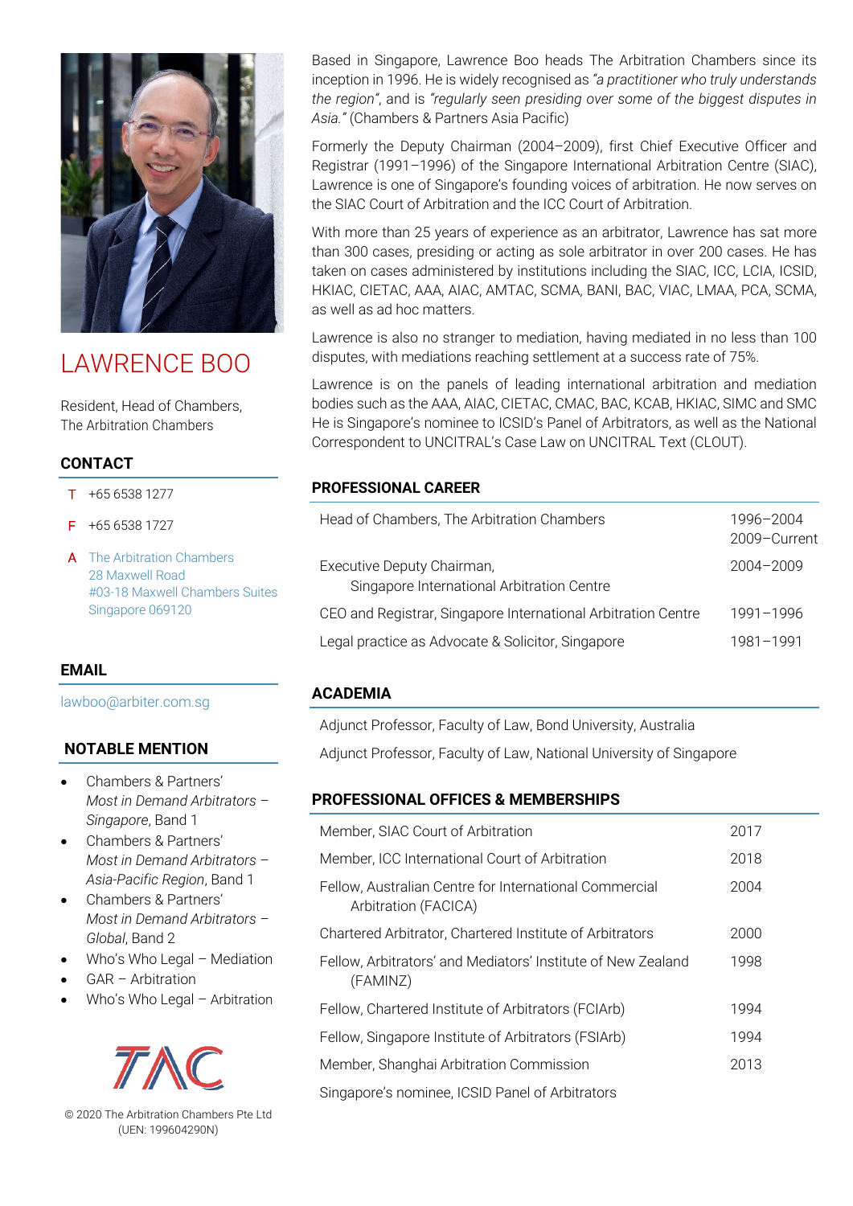# LAWRENCE BOO

Resident, Head of Chambers,
The Arbitration Chambers

## CONTACT

T +65 6538 1277

F +65 6538 1727

A The Arbitration Chambers
28 Maxwell Road
#03-18 Maxwell Chambers Suites
Singapore 069120

## EMAIL

lawboo@arbiter.com.sg

## NOTABLE MENTION

- Chambers & Partners' *Most in Demand Arbitrators – Singapore*, Band 1
- Chambers & Partners' *Most in Demand Arbitrators – Asia-Pacific Region*, Band 1
- Chambers & Partners' *Most in Demand Arbitrators – Global*, Band 2
- Who's Who Legal – Mediation
- GAR – Arbitration
- Who's Who Legal – Arbitration

TAC

© 2020 The Arbitration Chambers Pte Ltd
(UEN: 199604290N)

Based in Singapore, Lawrence Boo heads The Arbitration Chambers since its inception in 1996. He is widely recognised as *"a practitioner who truly understands the region"*, and is *"regularly seen presiding over some of the biggest disputes in Asia."* (Chambers & Partners Asia Pacific)

Formerly the Deputy Chairman (2004–2009), first Chief Executive Officer and Registrar (1991–1996) of the Singapore International Arbitration Centre (SIAC), Lawrence is one of Singapore's founding voices of arbitration. He now serves on the SIAC Court of Arbitration and the ICC Court of Arbitration.

With more than 25 years of experience as an arbitrator, Lawrence has sat more than 300 cases, presiding or acting as sole arbitrator in over 200 cases. He has taken on cases administered by institutions including the SIAC, ICC, LCIA, ICSID, HKIAC, CIETAC, AAA, AIAC, AMTAC, SCMA, BANI, BAC, VIAC, LMAA, PCA, SCMA, as well as ad hoc matters.

Lawrence is also no stranger to mediation, having mediated in no less than 100 disputes, with mediations reaching settlement at a success rate of 75%.

Lawrence is on the panels of leading international arbitration and mediation bodies such as the AAA, AIAC, CIETAC, CMAC, BAC, KCAB, HKIAC, SIMC and SMC He is Singapore's nominee to ICSID's Panel of Arbitrators, as well as the National Correspondent to UNCITRAL's Case Law on UNCITRAL Text (CLOUT).

## PROFESSIONAL CAREER

| | |
|---|---|
| Head of Chambers, The Arbitration Chambers | 1996–2004<br>2009–Current |
| Executive Deputy Chairman,<br>Singapore International Arbitration Centre | 2004–2009 |
| CEO and Registrar, Singapore International Arbitration Centre | 1991–1996 |
| Legal practice as Advocate & Solicitor, Singapore | 1981–1991 |

## ACADEMIA

Adjunct Professor, Faculty of Law, Bond University, Australia

Adjunct Professor, Faculty of Law, National University of Singapore

## PROFESSIONAL OFFICES & MEMBERSHIPS

| | |
|---|---|
| Member, SIAC Court of Arbitration | 2017 |
| Member, ICC International Court of Arbitration | 2018 |
| Fellow, Australian Centre for International Commercial Arbitration (FACICA) | 2004 |
| Chartered Arbitrator, Chartered Institute of Arbitrators | 2000 |
| Fellow, Arbitrators' and Mediators' Institute of New Zealand (FAMINZ) | 1998 |
| Fellow, Chartered Institute of Arbitrators (FCIArb) | 1994 |
| Fellow, Singapore Institute of Arbitrators (FSIArb) | 1994 |
| Member, Shanghai Arbitration Commission | 2013 |
| Singapore's nominee, ICSID Panel of Arbitrators | |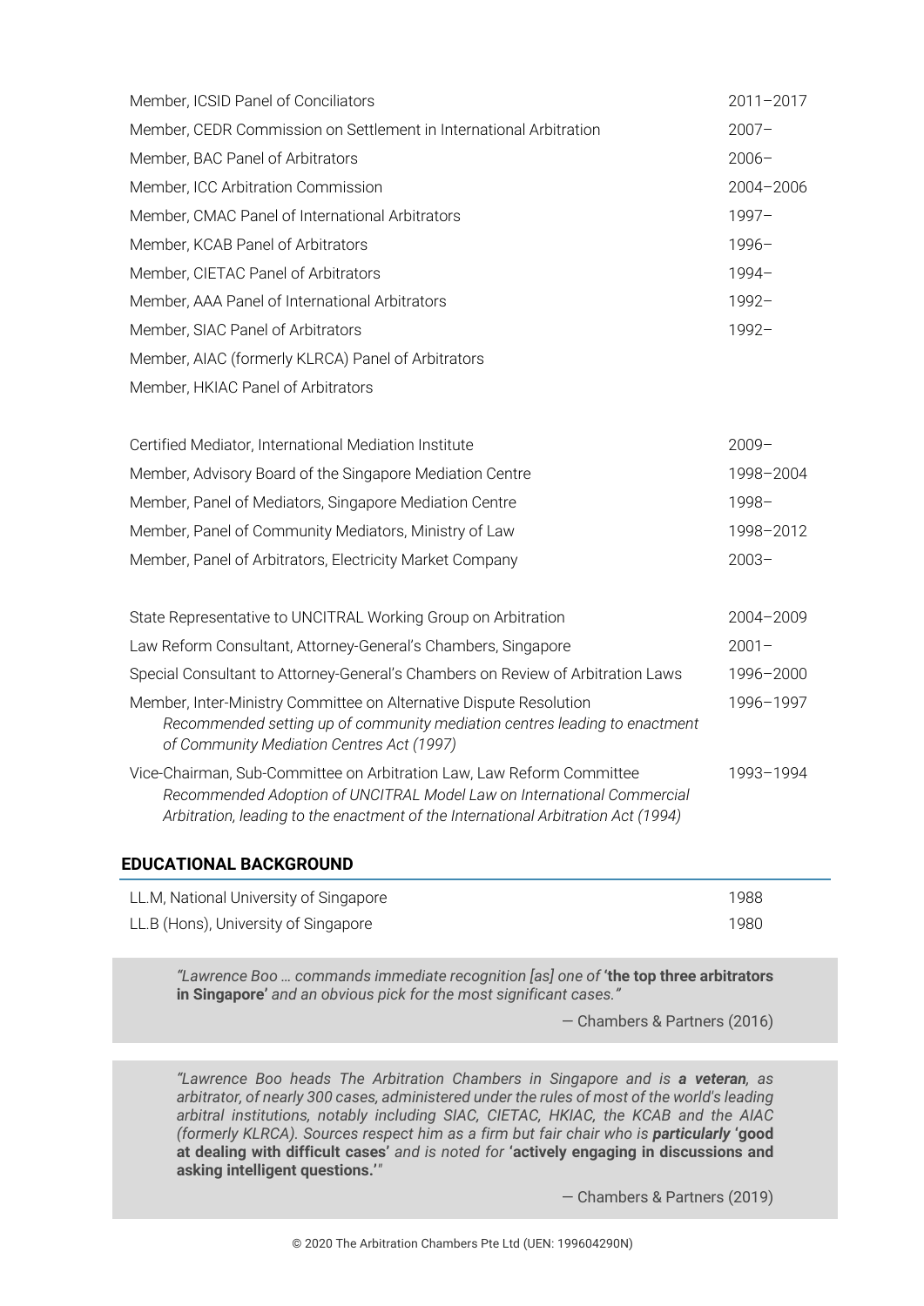| | |
|---|---|
| Member, ICSID Panel of Conciliators | 2011–2017 |
| Member, CEDR Commission on Settlement in International Arbitration | 2007– |
| Member, BAC Panel of Arbitrators | 2006– |
| Member, ICC Arbitration Commission | 2004–2006 |
| Member, CMAC Panel of International Arbitrators | 1997– |
| Member, KCAB Panel of Arbitrators | 1996– |
| Member, CIETAC Panel of Arbitrators | 1994– |
| Member, AAA Panel of International Arbitrators | 1992– |
| Member, SIAC Panel of Arbitrators | 1992– |
| Member, AIAC (formerly KLRCA) Panel of Arbitrators | |
| Member, HKIAC Panel of Arbitrators | |

| | |
|---|---|
| Certified Mediator, International Mediation Institute | 2009– |
| Member, Advisory Board of the Singapore Mediation Centre | 1998–2004 |
| Member, Panel of Mediators, Singapore Mediation Centre | 1998– |
| Member, Panel of Community Mediators, Ministry of Law | 1998–2012 |
| Member, Panel of Arbitrators, Electricity Market Company | 2003– |

| | |
|---|---|
| State Representative to UNCITRAL Working Group on Arbitration | 2004–2009 |
| Law Reform Consultant, Attorney-General's Chambers, Singapore | 2001– |
| Special Consultant to Attorney-General's Chambers on Review of Arbitration Laws | 1996–2000 |
| Member, Inter-Ministry Committee on Alternative Dispute Resolution<br>*Recommended setting up of community mediation centres leading to enactment of Community Mediation Centres Act (1997)* | 1996–1997 |
| Vice-Chairman, Sub-Committee on Arbitration Law, Law Reform Committee<br>*Recommended Adoption of UNCITRAL Model Law on International Commercial Arbitration, leading to the enactment of the International Arbitration Act (1994)* | 1993–1994 |

## EDUCATIONAL BACKGROUND

| | |
|---|---|
| LL.M, National University of Singapore | 1988 |
| LL.B (Hons), University of Singapore | 1980 |

> *"Lawrence Boo … commands immediate recognition [as] one of* **'the top three arbitrators in Singapore'** *and an obvious pick for the most significant cases."*
>
> — Chambers & Partners (2016)

> *"Lawrence Boo heads The Arbitration Chambers in Singapore and is* ***a veteran****, as arbitrator, of nearly 300 cases, administered under the rules of most of the world's leading arbitral institutions, notably including SIAC, CIETAC, HKIAC, the KCAB and the AIAC (formerly KLRCA). Sources respect him as a firm but fair chair who is* ***particularly*** **'good at dealing with difficult cases'** *and is noted for* **'actively engaging in discussions and asking intelligent questions.'***"*
>
> — Chambers & Partners (2019)

© 2020 The Arbitration Chambers Pte Ltd (UEN: 199604290N)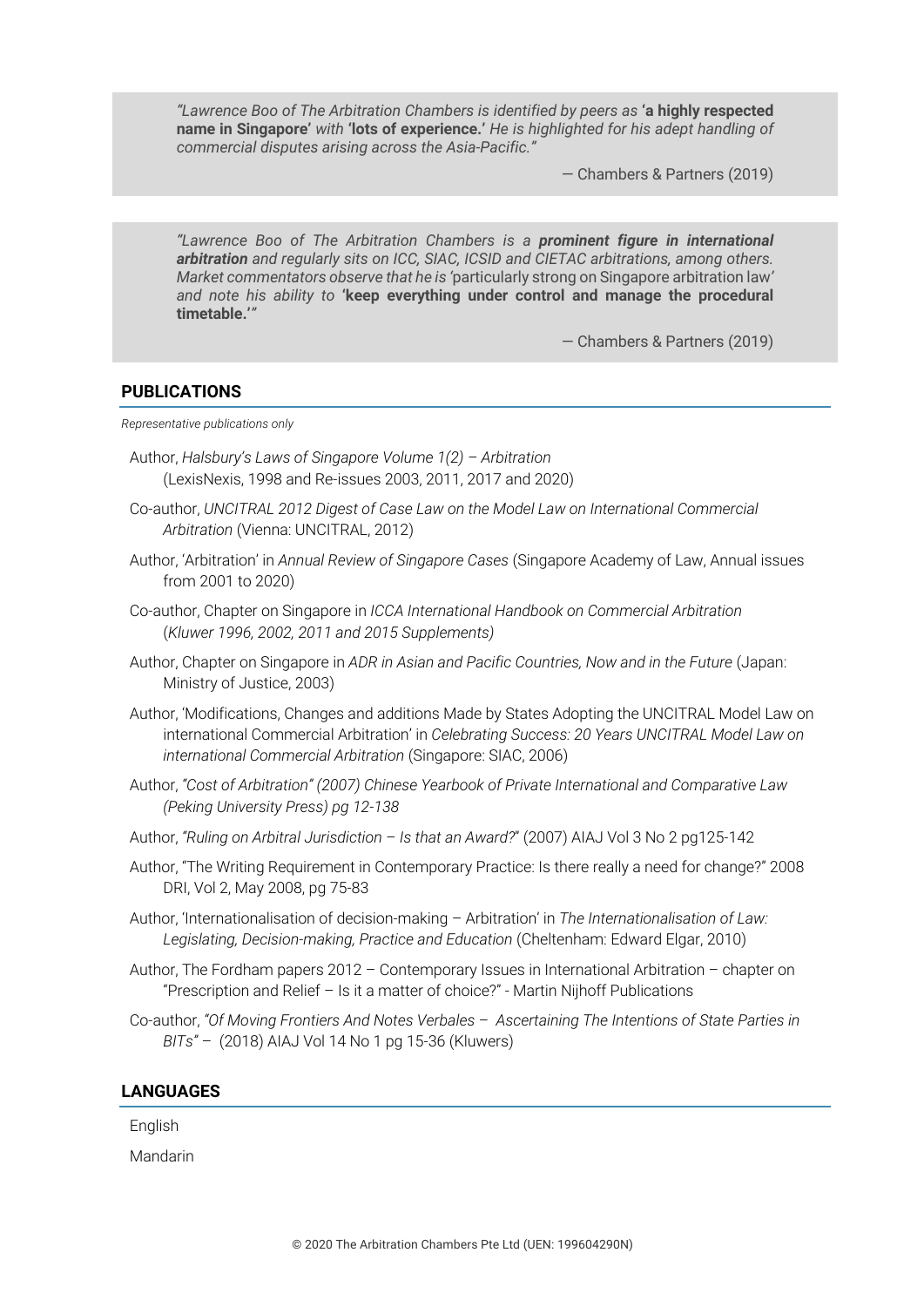> *"Lawrence Boo of The Arbitration Chambers is identified by peers as* **'a highly respected name in Singapore'** *with* **'lots of experience.'** *He is highlighted for his adept handling of commercial disputes arising across the Asia-Pacific."*
>
> — Chambers & Partners (2019)

> *"Lawrence Boo of The Arbitration Chambers is a* ***prominent figure in international arbitration*** *and regularly sits on ICC, SIAC, ICSID and CIETAC arbitrations, among others. Market commentators observe that he is '*particularly strong on Singapore arbitration law*' and note his ability to* **'keep everything under control and manage the procedural timetable.'"**
>
> — Chambers & Partners (2019)

## PUBLICATIONS

*Representative publications only*

- Author, *Halsbury's Laws of Singapore Volume 1(2) – Arbitration* (LexisNexis, 1998 and Re-issues 2003, 2011, 2017 and 2020)
- Co-author, *UNCITRAL 2012 Digest of Case Law on the Model Law on International Commercial Arbitration* (Vienna: UNCITRAL, 2012)
- Author, 'Arbitration' in *Annual Review of Singapore Cases* (Singapore Academy of Law, Annual issues from 2001 to 2020)
- Co-author, Chapter on Singapore in *ICCA International Handbook on Commercial Arbitration* (*Kluwer 1996, 2002, 2011 and 2015 Supplements)*
- Author, Chapter on Singapore in *ADR in Asian and Pacific Countries, Now and in the Future* (Japan: Ministry of Justice, 2003)
- Author, 'Modifications, Changes and additions Made by States Adopting the UNCITRAL Model Law on international Commercial Arbitration' in *Celebrating Success: 20 Years UNCITRAL Model Law on international Commercial Arbitration* (Singapore: SIAC, 2006)
- Author, *"Cost of Arbitration" (2007) Chinese Yearbook of Private International and Comparative Law (Peking University Press) pg 12-138*
- Author, *"Ruling on Arbitral Jurisdiction – Is that an Award?*" (2007) AIAJ Vol 3 No 2 pg125-142
- Author, "The Writing Requirement in Contemporary Practice: Is there really a need for change?" 2008 DRI, Vol 2, May 2008, pg 75-83
- Author, 'Internationalisation of decision-making – Arbitration' in *The Internationalisation of Law: Legislating, Decision-making, Practice and Education* (Cheltenham: Edward Elgar, 2010)
- Author, The Fordham papers 2012 – Contemporary Issues in International Arbitration – chapter on "Prescription and Relief – Is it a matter of choice?" - Martin Nijhoff Publications
- Co-author, *"Of Moving Frontiers And Notes Verbales – Ascertaining The Intentions of State Parties in BITs"* – (2018) AIAJ Vol 14 No 1 pg 15-36 (Kluwers)

## LANGUAGES

English

Mandarin

© 2020 The Arbitration Chambers Pte Ltd (UEN: 199604290N)